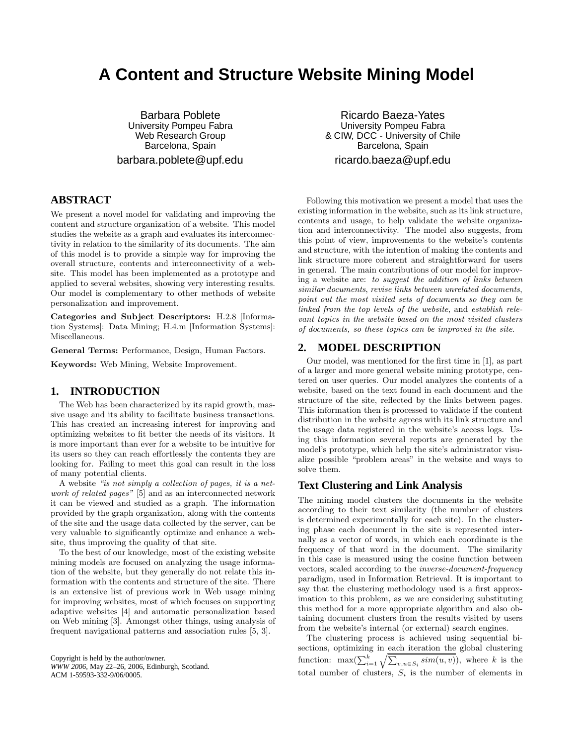# A Content and Structure Website Mining Model

Barbara Poblete
University Pompeu Fabra
Web Research Group
Barcelona, Spain
barbara.poblete@upf.edu

Ricardo Baeza-Yates
University Pompeu Fabra
& CIW, DCC - University of Chile
Barcelona, Spain
ricardo.baeza@upf.edu

## ABSTRACT

We present a novel model for validating and improving the content and structure organization of a website. This model studies the website as a graph and evaluates its interconnectivity in relation to the similarity of its documents. The aim of this model is to provide a simple way for improving the overall structure, contents and interconnectivity of a website. This model has been implemented as a prototype and applied to several websites, showing very interesting results. Our model is complementary to other methods of website personalization and improvement.

**Categories and Subject Descriptors:** H.2.8 [Information Systems]: Data Mining; H.4.m [Information Systems]: Miscellaneous.

**General Terms:** Performance, Design, Human Factors.

**Keywords:** Web Mining, Website Improvement.

## 1. INTRODUCTION

The Web has been characterized by its rapid growth, massive usage and its ability to facilitate business transactions. This has created an increasing interest for improving and optimizing websites to fit better the needs of its visitors. It is more important than ever for a website to be intuitive for its users so they can reach effortlessly the contents they are looking for. Failing to meet this goal can result in the loss of many potential clients.

A website *"is not simply a collection of pages, it is a network of related pages"* [5] and as an interconnected network it can be viewed and studied as a graph. The information provided by the graph organization, along with the contents of the site and the usage data collected by the server, can be very valuable to significantly optimize and enhance a website, thus improving the quality of that site.

To the best of our knowledge, most of the existing website mining models are focused on analyzing the usage information of the website, but they generally do not relate this information with the contents and structure of the site. There is an extensive list of previous work in Web usage mining for improving websites, most of which focuses on supporting adaptive websites [4] and automatic personalization based on Web mining [3]. Amongst other things, using analysis of frequent navigational patterns and association rules [5, 3].

Copyright is held by the author/owner.
*WWW 2006,* May 22–26, 2006, Edinburgh, Scotland.
ACM 1-59593-332-9/06/0005.

Following this motivation we present a model that uses the existing information in the website, such as its link structure, contents and usage, to help validate the website organization and interconnectivity. The model also suggests, from this point of view, improvements to the website's contents and structure, with the intention of making the contents and link structure more coherent and straightforward for users in general. The main contributions of our model for improving a website are: *to suggest the addition of links between similar documents*, *revise links between unrelated documents*, *point out the most visited sets of documents so they can be linked from the top levels of the website*, and *establish relevant topics in the website based on the most visited clusters of documents, so these topics can be improved in the site.*

## 2. MODEL DESCRIPTION

Our model, was mentioned for the first time in [1], as part of a larger and more general website mining prototype, centered on user queries. Our model analyzes the contents of a website, based on the text found in each document and the structure of the site, reflected by the links between pages. This information then is processed to validate if the content distribution in the website agrees with its link structure and the usage data registered in the website's access logs. Using this information several reports are generated by the model's prototype, which help the site's administrator visualize possible "problem areas" in the website and ways to solve them.

### Text Clustering and Link Analysis

The mining model clusters the documents in the website according to their text similarity (the number of clusters is determined experimentally for each site). In the clustering phase each document in the site is represented internally as a vector of words, in which each coordinate is the frequency of that word in the document. The similarity in this case is measured using the cosine function between vectors, scaled according to the *inverse-document-frequency* paradigm, used in Information Retrieval. It is important to say that the clustering methodology used is a first approximation to this problem, as we are considering substituting this method for a more appropriate algorithm and also obtaining document clusters from the results visited by users from the website's internal (or external) search engines.

The clustering process is achieved using sequential bisections, optimizing in each iteration the global clustering function: $\max(\sum_{i=1}^{k}\sqrt{\sum_{v,u\in S_i} sim(u,v)})$, where $k$ is the total number of clusters, $S_i$ is the number of elements in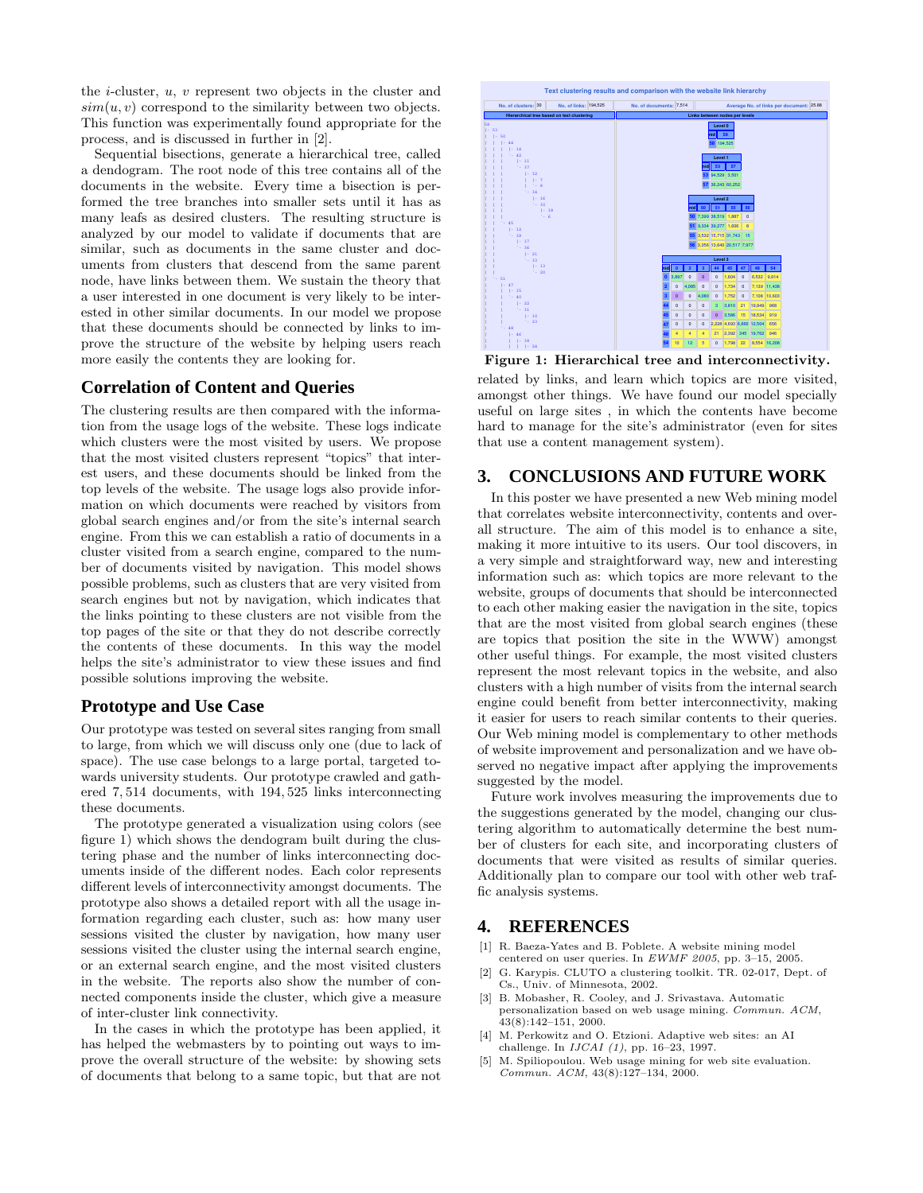the $i$-cluster, $u$, $v$ represent two objects in the cluster and $sim(u, v)$ correspond to the similarity between two objects. This function was experimentally found appropriate for the process, and is discussed in further in [2].

Sequential bisections, generate a hierarchical tree, called a dendogram. The root node of this tree contains all of the documents in the website. Every time a bisection is performed the tree branches into smaller sets until it has as many leafs as desired clusters. The resulting structure is analyzed by our model to validate if documents that are similar, such as documents in the same cluster and documents from clusters that descend from the same parent node, have links between them. We sustain the theory that a user interested in one document is very likely to be interested in other similar documents. In our model we propose that these documents should be connected by links to improve the structure of the website by helping users reach more easily the contents they are looking for.

### Correlation of Content and Queries

The clustering results are then compared with the information from the usage logs of the website. These logs indicate which clusters were the most visited by users. We propose that the most visited clusters represent "topics" that interest users, and these documents should be linked from the top levels of the website. The usage logs also provide information on which documents were reached by visitors from global search engines and/or from the site's internal search engine. From this we can establish a ratio of documents in a cluster visited from a search engine, compared to the number of documents visited by navigation. This model shows possible problems, such as clusters that are very visited from search engines but not by navigation, which indicates that the links pointing to these clusters are not visible from the top pages of the site or that they do not describe correctly the contents of these documents. In this way the model helps the site's administrator to view these issues and find possible solutions improving the website.

### Prototype and Use Case

Our prototype was tested on several sites ranging from small to large, from which we will discuss only one (due to lack of space). The use case belongs to a large portal, targeted towards university students. Our prototype crawled and gathered 7,514 documents, with 194,525 links interconnecting these documents.

The prototype generated a visualization using colors (see figure 1) which shows the dendogram built during the clustering phase and the number of links interconnecting documents inside of the different nodes. Each color represents different levels of interconnectivity amongst documents. The prototype also shows a detailed report with all the usage information regarding each cluster, such as: how many user sessions visited the cluster by navigation, how many user sessions visited the cluster using the internal search engine, or an external search engine, and the most visited clusters in the website. The reports also show the number of connected components inside the cluster, which give a measure of inter-cluster link connectivity.

In the cases in which the prototype has been applied, it has helped the webmasters by to pointing out ways to improve the overall structure of the website: by showing sets of documents that belong to a same topic, but that are not related by links, and learn which topics are more visited, amongst other things. We have found our model specially useful on large sites , in which the contents have become hard to manage for the site's administrator (even for sites that use a content management system).

Text clustering results and comparison with the website link hierarchy

No. of clusters: 30 No. of links: 194,525 No. of documents: 7,514 Average No. of links per document: 25.88

Hierarchical tree based on text clustering

Links between nodes per levels

**Figure 1: Hierarchical tree and interconnectivity.**

## 3. CONCLUSIONS AND FUTURE WORK

In this poster we have presented a new Web mining model that correlates website interconnectivity, contents and overall structure. The aim of this model is to enhance a site, making it more intuitive to its users. Our tool discovers, in a very simple and straightforward way, new and interesting information such as: which topics are more relevant to the website, groups of documents that should be interconnected to each other making easier the navigation in the site, topics that are the most visited from global search engines (these are topics that position the site in the WWW) amongst other useful things. For example, the most visited clusters represent the most relevant topics in the website, and also clusters with a high number of visits from the internal search engine could benefit from better interconnectivity, making it easier for users to reach similar contents to their queries. Our Web mining model is complementary to other methods of website improvement and personalization and we have observed no negative impact after applying the improvements suggested by the model.

Future work involves measuring the improvements due to the suggestions generated by the model, changing our clustering algorithm to automatically determine the best number of clusters for each site, and incorporating clusters of documents that were visited as results of similar queries. Additionally plan to compare our tool with other web traffic analysis systems.

## 4. REFERENCES

[1] R. Baeza-Yates and B. Poblete. A website mining model centered on user queries. In *EWMF 2005*, pp. 3–15, 2005.

[2] G. Karypis. CLUTO a clustering toolkit. TR. 02-017, Dept. of Cs., Univ. of Minnesota, 2002.

[3] B. Mobasher, R. Cooley, and J. Srivastava. Automatic personalization based on web usage mining. *Commun. ACM*, 43(8):142–151, 2000.

[4] M. Perkowitz and O. Etzioni. Adaptive web sites: an AI challenge. In *IJCAI (1)*, pp. 16–23, 1997.

[5] M. Spiliopoulou. Web usage mining for web site evaluation. *Commun. ACM*, 43(8):127–134, 2000.